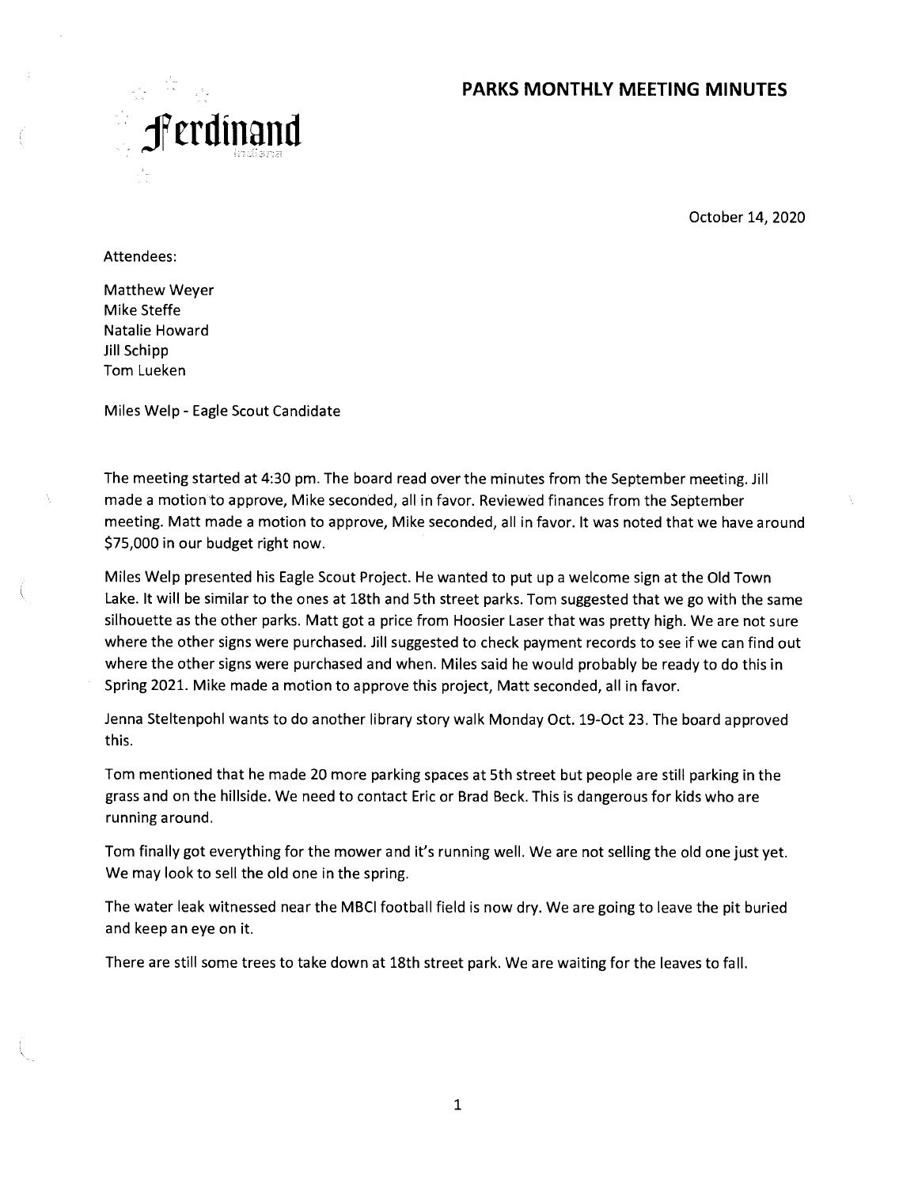Ferdinand
Indiana

# PARKS MONTHLY MEETING MINUTES

October 14, 2020

Attendees:

Matthew Weyer
Mike Steffe
Natalie Howard
Jill Schipp
Tom Lueken

Miles Welp - Eagle Scout Candidate

The meeting started at 4:30 pm. The board read over the minutes from the September meeting. Jill made a motion to approve, Mike seconded, all in favor. Reviewed finances from the September meeting. Matt made a motion to approve, Mike seconded, all in favor. It was noted that we have around $75,000 in our budget right now.

Miles Welp presented his Eagle Scout Project. He wanted to put up a welcome sign at the Old Town Lake. It will be similar to the ones at 18th and 5th street parks. Tom suggested that we go with the same silhouette as the other parks. Matt got a price from Hoosier Laser that was pretty high. We are not sure where the other signs were purchased. Jill suggested to check payment records to see if we can find out where the other signs were purchased and when. Miles said he would probably be ready to do this in Spring 2021. Mike made a motion to approve this project, Matt seconded, all in favor.

Jenna Steltenpohl wants to do another library story walk Monday Oct. 19-Oct 23. The board approved this.

Tom mentioned that he made 20 more parking spaces at 5th street but people are still parking in the grass and on the hillside. We need to contact Eric or Brad Beck. This is dangerous for kids who are running around.

Tom finally got everything for the mower and it's running well. We are not selling the old one just yet. We may look to sell the old one in the spring.

The water leak witnessed near the MBCI football field is now dry. We are going to leave the pit buried and keep an eye on it.

There are still some trees to take down at 18th street park. We are waiting for the leaves to fall.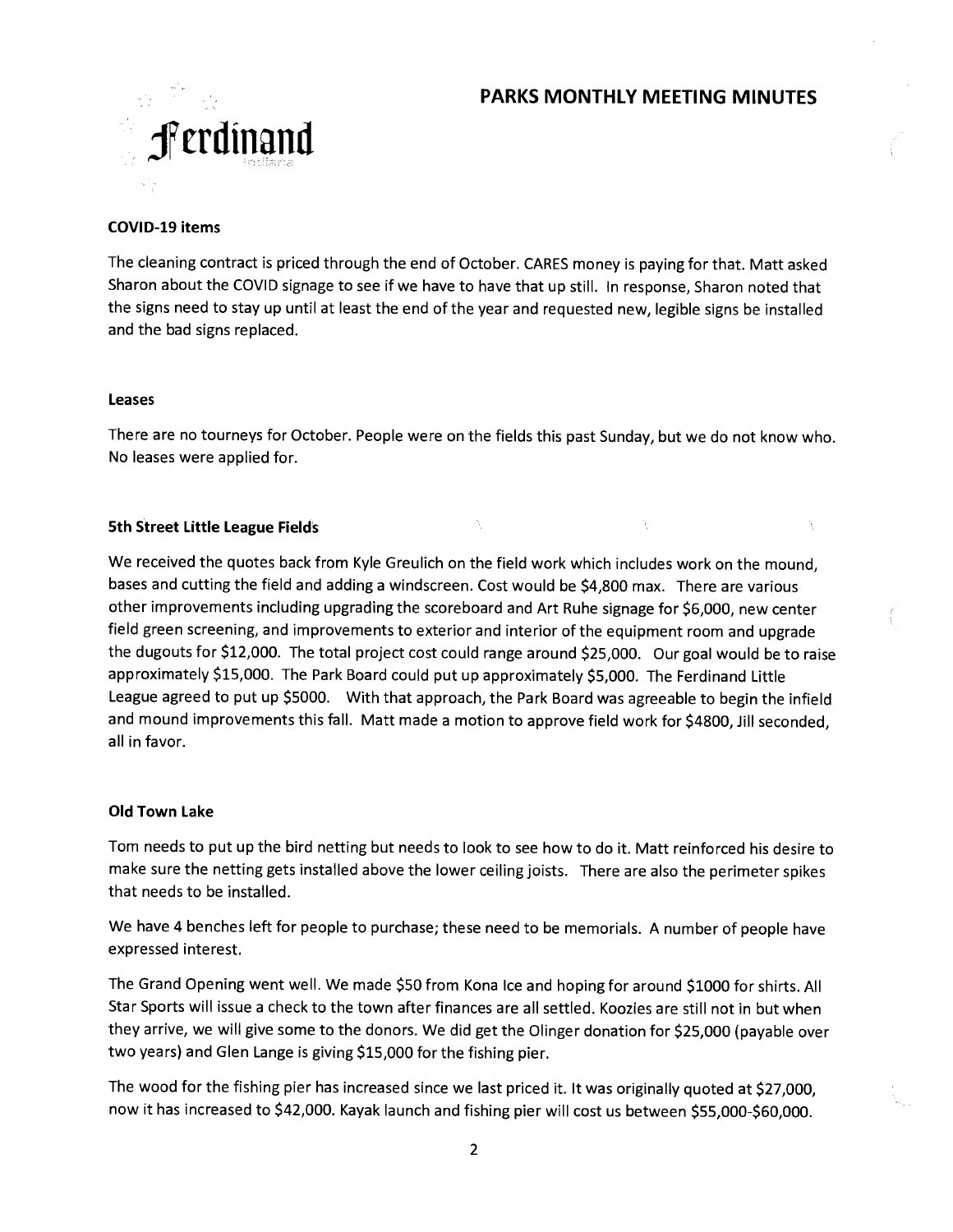## COVID-19 items

The cleaning contract is priced through the end of October. CARES money is paying for that. Matt asked Sharon about the COVID signage to see if we have to have that up still. In response, Sharon noted that the signs need to stay up until at least the end of the year and requested new, legible signs be installed and the bad signs replaced.

## Leases

There are no tourneys for October. People were on the fields this past Sunday, but we do not know who. No leases were applied for.

## 5th Street Little League Fields

We received the quotes back from Kyle Greulich on the field work which includes work on the mound, bases and cutting the field and adding a windscreen. Cost would be $4,800 max. There are various other improvements including upgrading the scoreboard and Art Ruhe signage for $6,000, new center field green screening, and improvements to exterior and interior of the equipment room and upgrade the dugouts for $12,000. The total project cost could range around $25,000. Our goal would be to raise approximately $15,000. The Park Board could put up approximately $5,000. The Ferdinand Little League agreed to put up $5000. With that approach, the Park Board was agreeable to begin the infield and mound improvements this fall. Matt made a motion to approve field work for $4800, Jill seconded, all in favor.

## Old Town Lake

Tom needs to put up the bird netting but needs to look to see how to do it. Matt reinforced his desire to make sure the netting gets installed above the lower ceiling joists. There are also the perimeter spikes that needs to be installed.

We have 4 benches left for people to purchase; these need to be memorials. A number of people have expressed interest.

The Grand Opening went well. We made $50 from Kona Ice and hoping for around $1000 for shirts. All Star Sports will issue a check to the town after finances are all settled. Koozies are still not in but when they arrive, we will give some to the donors. We did get the Olinger donation for $25,000 (payable over two years) and Glen Lange is giving $15,000 for the fishing pier.

The wood for the fishing pier has increased since we last priced it. It was originally quoted at $27,000, now it has increased to $42,000. Kayak launch and fishing pier will cost us between $55,000-$60,000.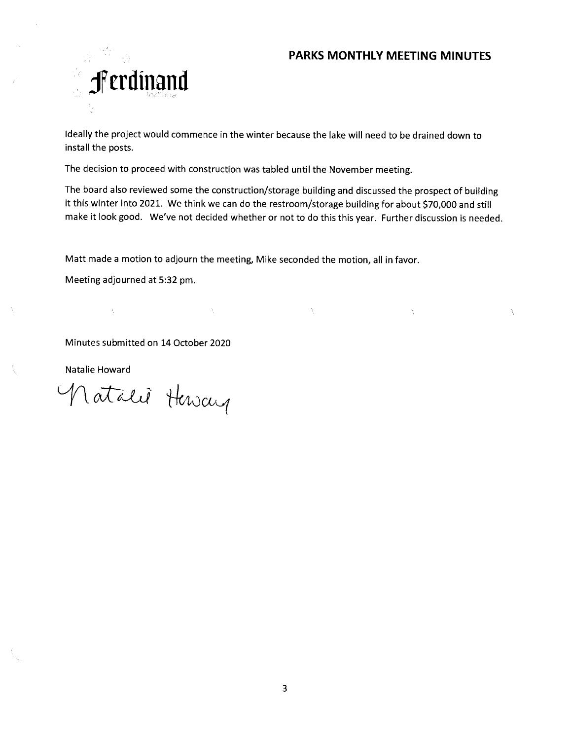**PARKS MONTHLY MEETING MINUTES**

Ideally the project would commence in the winter because the lake will need to be drained down to install the posts.

The decision to proceed with construction was tabled until the November meeting.

The board also reviewed some the construction/storage building and discussed the prospect of building it this winter into 2021. We think we can do the restroom/storage building for about $70,000 and still make it look good. We've not decided whether or not to do this this year. Further discussion is needed.

Matt made a motion to adjourn the meeting, Mike seconded the motion, all in favor.

Meeting adjourned at 5:32 pm.

Minutes submitted on 14 October 2020

Natalie Howard

Natalie Howard